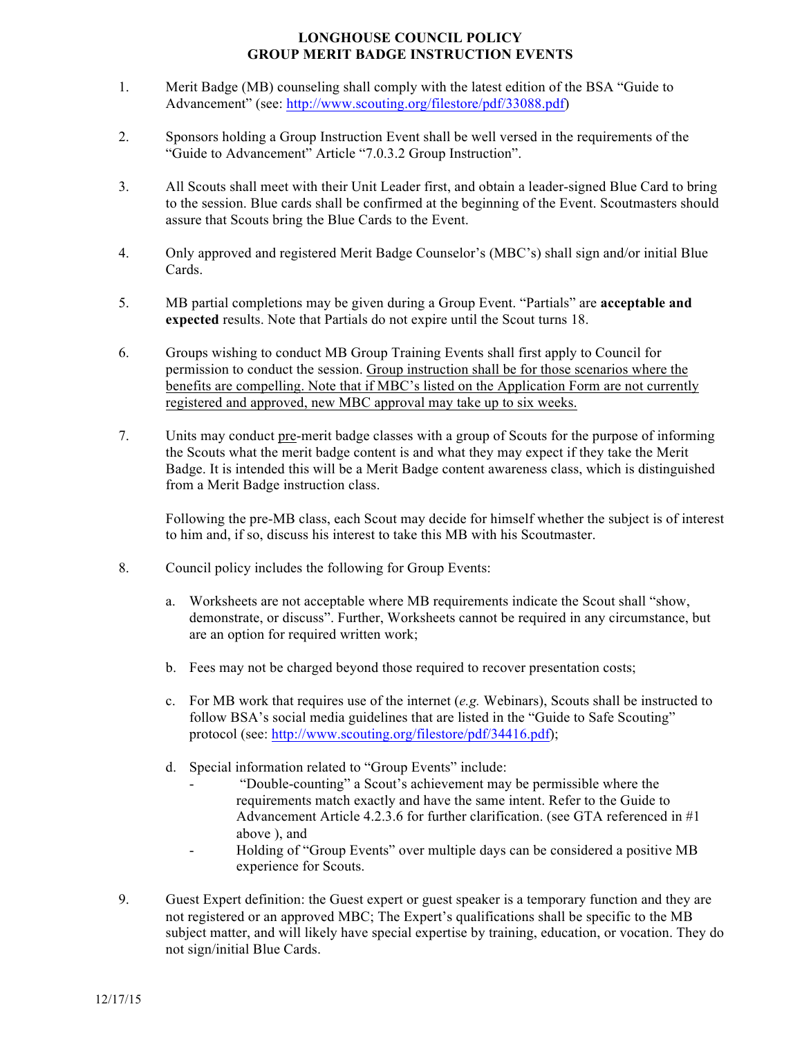# LONGHOUSE COUNCIL POLICY
# GROUP MERIT BADGE INSTRUCTION EVENTS

1. Merit Badge (MB) counseling shall comply with the latest edition of the BSA "Guide to Advancement" (see: http://www.scouting.org/filestore/pdf/33088.pdf)

2. Sponsors holding a Group Instruction Event shall be well versed in the requirements of the "Guide to Advancement" Article "7.0.3.2 Group Instruction".

3. All Scouts shall meet with their Unit Leader first, and obtain a leader-signed Blue Card to bring to the session. Blue cards shall be confirmed at the beginning of the Event. Scoutmasters should assure that Scouts bring the Blue Cards to the Event.

4. Only approved and registered Merit Badge Counselor's (MBC's) shall sign and/or initial Blue Cards.

5. MB partial completions may be given during a Group Event. "Partials" are **acceptable and expected** results. Note that Partials do not expire until the Scout turns 18.

6. Groups wishing to conduct MB Group Training Events shall first apply to Council for permission to conduct the session. <u>Group instruction shall be for those scenarios where the benefits are compelling. Note that if MBC's listed on the Application Form are not currently registered and approved, new MBC approval may take up to six weeks.</u>

7. Units may conduct <u>pre</u>-merit badge classes with a group of Scouts for the purpose of informing the Scouts what the merit badge content is and what they may expect if they take the Merit Badge. It is intended this will be a Merit Badge content awareness class, which is distinguished from a Merit Badge instruction class.

   Following the pre-MB class, each Scout may decide for himself whether the subject is of interest to him and, if so, discuss his interest to take this MB with his Scoutmaster.

8. Council policy includes the following for Group Events:

   a. Worksheets are not acceptable where MB requirements indicate the Scout shall "show, demonstrate, or discuss". Further, Worksheets cannot be required in any circumstance, but are an option for required written work;

   b. Fees may not be charged beyond those required to recover presentation costs;

   c. For MB work that requires use of the internet (*e.g.* Webinars), Scouts shall be instructed to follow BSA's social media guidelines that are listed in the "Guide to Safe Scouting" protocol (see: http://www.scouting.org/filestore/pdf/34416.pdf);

   d. Special information related to "Group Events" include:
      - "Double-counting" a Scout's achievement may be permissible where the requirements match exactly and have the same intent. Refer to the Guide to Advancement Article 4.2.3.6 for further clarification. (see GTA referenced in #1 above ), and
      - Holding of "Group Events" over multiple days can be considered a positive MB experience for Scouts.

9. Guest Expert definition: the Guest expert or guest speaker is a temporary function and they are not registered or an approved MBC; The Expert's qualifications shall be specific to the MB subject matter, and will likely have special expertise by training, education, or vocation. They do not sign/initial Blue Cards.

12/17/15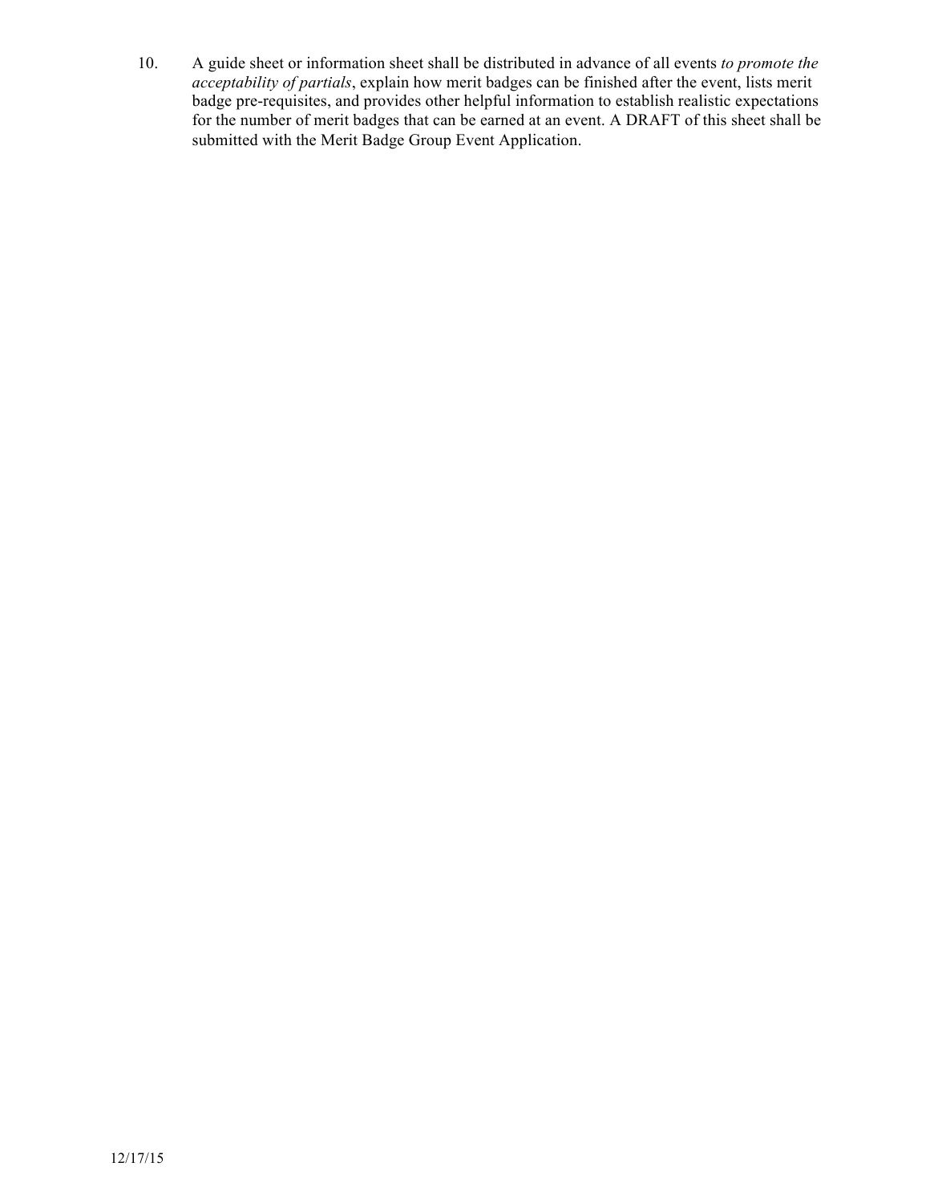10. A guide sheet or information sheet shall be distributed in advance of all events *to promote the acceptability of partials*, explain how merit badges can be finished after the event, lists merit badge pre-requisites, and provides other helpful information to establish realistic expectations for the number of merit badges that can be earned at an event. A DRAFT of this sheet shall be submitted with the Merit Badge Group Event Application.

12/17/15